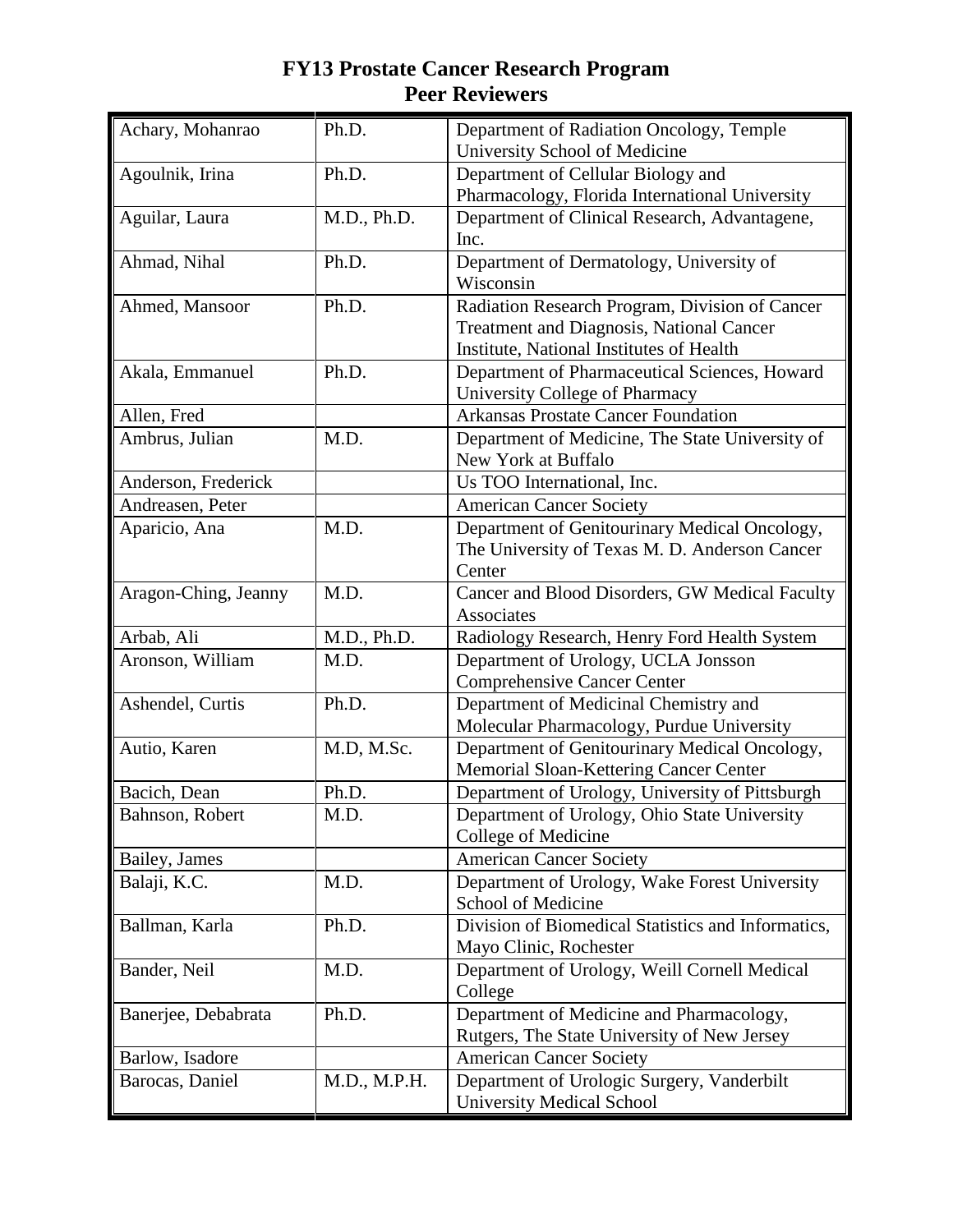# FY13 Prostate Cancer Research Program
# Peer Reviewers

| Name | Degree | Affiliation |
|---|---|---|
| Achary, Mohanrao | Ph.D. | Department of Radiation Oncology, Temple University School of Medicine |
| Agoulnik, Irina | Ph.D. | Department of Cellular Biology and Pharmacology, Florida International University |
| Aguilar, Laura | M.D., Ph.D. | Department of Clinical Research, Advantagene, Inc. |
| Ahmad, Nihal | Ph.D. | Department of Dermatology, University of Wisconsin |
| Ahmed, Mansoor | Ph.D. | Radiation Research Program, Division of Cancer Treatment and Diagnosis, National Cancer Institute, National Institutes of Health |
| Akala, Emmanuel | Ph.D. | Department of Pharmaceutical Sciences, Howard University College of Pharmacy |
| Allen, Fred | | Arkansas Prostate Cancer Foundation |
| Ambrus, Julian | M.D. | Department of Medicine, The State University of New York at Buffalo |
| Anderson, Frederick | | Us TOO International, Inc. |
| Andreasen, Peter | | American Cancer Society |
| Aparicio, Ana | M.D. | Department of Genitourinary Medical Oncology, The University of Texas M. D. Anderson Cancer Center |
| Aragon-Ching, Jeanny | M.D. | Cancer and Blood Disorders, GW Medical Faculty Associates |
| Arbab, Ali | M.D., Ph.D. | Radiology Research, Henry Ford Health System |
| Aronson, William | M.D. | Department of Urology, UCLA Jonsson Comprehensive Cancer Center |
| Ashendel, Curtis | Ph.D. | Department of Medicinal Chemistry and Molecular Pharmacology, Purdue University |
| Autio, Karen | M.D, M.Sc. | Department of Genitourinary Medical Oncology, Memorial Sloan-Kettering Cancer Center |
| Bacich, Dean | Ph.D. | Department of Urology, University of Pittsburgh |
| Bahnson, Robert | M.D. | Department of Urology, Ohio State University College of Medicine |
| Bailey, James | | American Cancer Society |
| Balaji, K.C. | M.D. | Department of Urology, Wake Forest University School of Medicine |
| Ballman, Karla | Ph.D. | Division of Biomedical Statistics and Informatics, Mayo Clinic, Rochester |
| Bander, Neil | M.D. | Department of Urology, Weill Cornell Medical College |
| Banerjee, Debabrata | Ph.D. | Department of Medicine and Pharmacology, Rutgers, The State University of New Jersey |
| Barlow, Isadore | | American Cancer Society |
| Barocas, Daniel | M.D., M.P.H. | Department of Urologic Surgery, Vanderbilt University Medical School |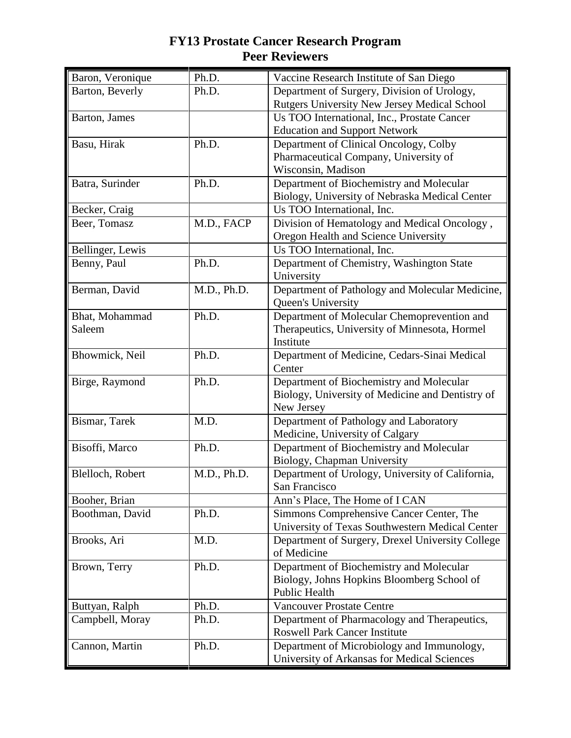# FY13 Prostate Cancer Research Program
# Peer Reviewers

| Name | Degree | Affiliation |
|---|---|---|
| Baron, Veronique | Ph.D. | Vaccine Research Institute of San Diego |
| Barton, Beverly | Ph.D. | Department of Surgery, Division of Urology, Rutgers University New Jersey Medical School |
| Barton, James | | Us TOO International, Inc., Prostate Cancer Education and Support Network |
| Basu, Hirak | Ph.D. | Department of Clinical Oncology, Colby Pharmaceutical Company, University of Wisconsin, Madison |
| Batra, Surinder | Ph.D. | Department of Biochemistry and Molecular Biology, University of Nebraska Medical Center |
| Becker, Craig | | Us TOO International, Inc. |
| Beer, Tomasz | M.D., FACP | Division of Hematology and Medical Oncology , Oregon Health and Science University |
| Bellinger, Lewis | | Us TOO International, Inc. |
| Benny, Paul | Ph.D. | Department of Chemistry, Washington State University |
| Berman, David | M.D., Ph.D. | Department of Pathology and Molecular Medicine, Queen's University |
| Bhat, Mohammad Saleem | Ph.D. | Department of Molecular Chemoprevention and Therapeutics, University of Minnesota, Hormel Institute |
| Bhowmick, Neil | Ph.D. | Department of Medicine, Cedars-Sinai Medical Center |
| Birge, Raymond | Ph.D. | Department of Biochemistry and Molecular Biology, University of Medicine and Dentistry of New Jersey |
| Bismar, Tarek | M.D. | Department of Pathology and Laboratory Medicine, University of Calgary |
| Bisoffi, Marco | Ph.D. | Department of Biochemistry and Molecular Biology, Chapman University |
| Blelloch, Robert | M.D., Ph.D. | Department of Urology, University of California, San Francisco |
| Booher, Brian | | Ann's Place, The Home of I CAN |
| Boothman, David | Ph.D. | Simmons Comprehensive Cancer Center, The University of Texas Southwestern Medical Center |
| Brooks, Ari | M.D. | Department of Surgery, Drexel University College of Medicine |
| Brown, Terry | Ph.D. | Department of Biochemistry and Molecular Biology, Johns Hopkins Bloomberg School of Public Health |
| Buttyan, Ralph | Ph.D. | Vancouver Prostate Centre |
| Campbell, Moray | Ph.D. | Department of Pharmacology and Therapeutics, Roswell Park Cancer Institute |
| Cannon, Martin | Ph.D. | Department of Microbiology and Immunology, University of Arkansas for Medical Sciences |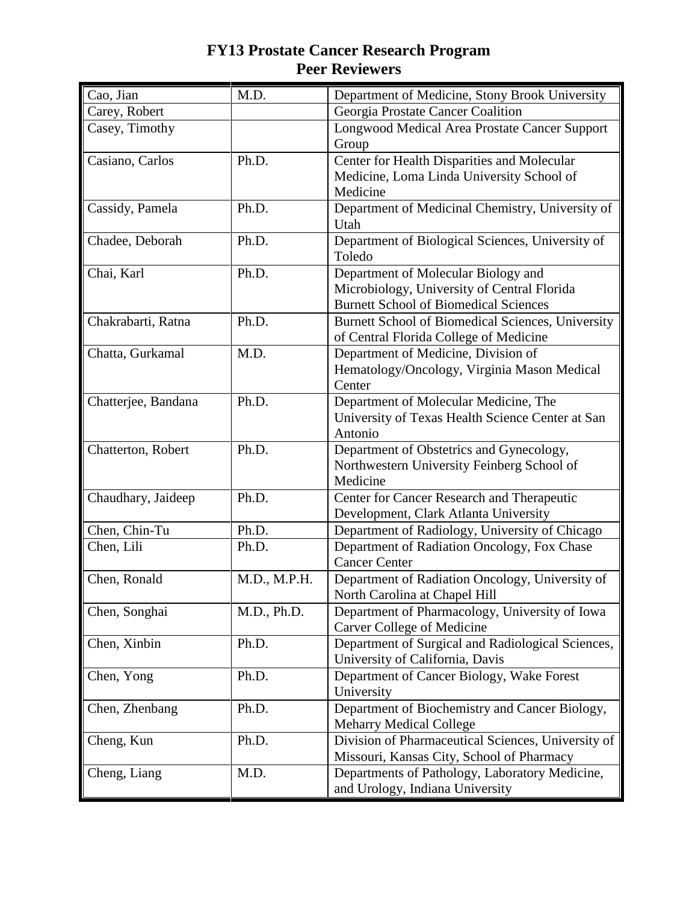# FY13 Prostate Cancer Research Program
## Peer Reviewers

| Name | Degree | Affiliation |
|---|---|---|
| Cao, Jian | M.D. | Department of Medicine, Stony Brook University |
| Carey, Robert | | Georgia Prostate Cancer Coalition |
| Casey, Timothy | | Longwood Medical Area Prostate Cancer Support Group |
| Casiano, Carlos | Ph.D. | Center for Health Disparities and Molecular Medicine, Loma Linda University School of Medicine |
| Cassidy, Pamela | Ph.D. | Department of Medicinal Chemistry, University of Utah |
| Chadee, Deborah | Ph.D. | Department of Biological Sciences, University of Toledo |
| Chai, Karl | Ph.D. | Department of Molecular Biology and Microbiology, University of Central Florida Burnett School of Biomedical Sciences |
| Chakrabarti, Ratna | Ph.D. | Burnett School of Biomedical Sciences, University of Central Florida College of Medicine |
| Chatta, Gurkamal | M.D. | Department of Medicine, Division of Hematology/Oncology, Virginia Mason Medical Center |
| Chatterjee, Bandana | Ph.D. | Department of Molecular Medicine, The University of Texas Health Science Center at San Antonio |
| Chatterton, Robert | Ph.D. | Department of Obstetrics and Gynecology, Northwestern University Feinberg School of Medicine |
| Chaudhary, Jaideep | Ph.D. | Center for Cancer Research and Therapeutic Development, Clark Atlanta University |
| Chen, Chin-Tu | Ph.D. | Department of Radiology, University of Chicago |
| Chen, Lili | Ph.D. | Department of Radiation Oncology, Fox Chase Cancer Center |
| Chen, Ronald | M.D., M.P.H. | Department of Radiation Oncology, University of North Carolina at Chapel Hill |
| Chen, Songhai | M.D., Ph.D. | Department of Pharmacology, University of Iowa Carver College of Medicine |
| Chen, Xinbin | Ph.D. | Department of Surgical and Radiological Sciences, University of California, Davis |
| Chen, Yong | Ph.D. | Department of Cancer Biology, Wake Forest University |
| Chen, Zhenbang | Ph.D. | Department of Biochemistry and Cancer Biology, Meharry Medical College |
| Cheng, Kun | Ph.D. | Division of Pharmaceutical Sciences, University of Missouri, Kansas City, School of Pharmacy |
| Cheng, Liang | M.D. | Departments of Pathology, Laboratory Medicine, and Urology, Indiana University |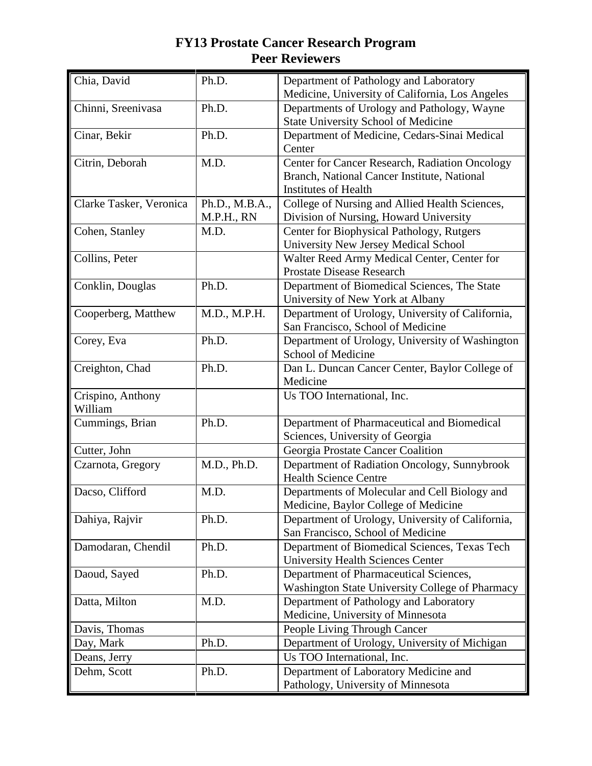# FY13 Prostate Cancer Research Program
# Peer Reviewers

| | | |
|---|---|---|
| Chia, David | Ph.D. | Department of Pathology and Laboratory Medicine, University of California, Los Angeles |
| Chinni, Sreenivasa | Ph.D. | Departments of Urology and Pathology, Wayne State University School of Medicine |
| Cinar, Bekir | Ph.D. | Department of Medicine, Cedars-Sinai Medical Center |
| Citrin, Deborah | M.D. | Center for Cancer Research, Radiation Oncology Branch, National Cancer Institute, National Institutes of Health |
| Clarke Tasker, Veronica | Ph.D., M.B.A., M.P.H., RN | College of Nursing and Allied Health Sciences, Division of Nursing, Howard University |
| Cohen, Stanley | M.D. | Center for Biophysical Pathology, Rutgers University New Jersey Medical School |
| Collins, Peter | | Walter Reed Army Medical Center, Center for Prostate Disease Research |
| Conklin, Douglas | Ph.D. | Department of Biomedical Sciences, The State University of New York at Albany |
| Cooperberg, Matthew | M.D., M.P.H. | Department of Urology, University of California, San Francisco, School of Medicine |
| Corey, Eva | Ph.D. | Department of Urology, University of Washington School of Medicine |
| Creighton, Chad | Ph.D. | Dan L. Duncan Cancer Center, Baylor College of Medicine |
| Crispino, Anthony William | | Us TOO International, Inc. |
| Cummings, Brian | Ph.D. | Department of Pharmaceutical and Biomedical Sciences, University of Georgia |
| Cutter, John | | Georgia Prostate Cancer Coalition |
| Czarnota, Gregory | M.D., Ph.D. | Department of Radiation Oncology, Sunnybrook Health Science Centre |
| Dacso, Clifford | M.D. | Departments of Molecular and Cell Biology and Medicine, Baylor College of Medicine |
| Dahiya, Rajvir | Ph.D. | Department of Urology, University of California, San Francisco, School of Medicine |
| Damodaran, Chendil | Ph.D. | Department of Biomedical Sciences, Texas Tech University Health Sciences Center |
| Daoud, Sayed | Ph.D. | Department of Pharmaceutical Sciences, Washington State University College of Pharmacy |
| Datta, Milton | M.D. | Department of Pathology and Laboratory Medicine, University of Minnesota |
| Davis, Thomas | | People Living Through Cancer |
| Day, Mark | Ph.D. | Department of Urology, University of Michigan |
| Deans, Jerry | | Us TOO International, Inc. |
| Dehm, Scott | Ph.D. | Department of Laboratory Medicine and Pathology, University of Minnesota |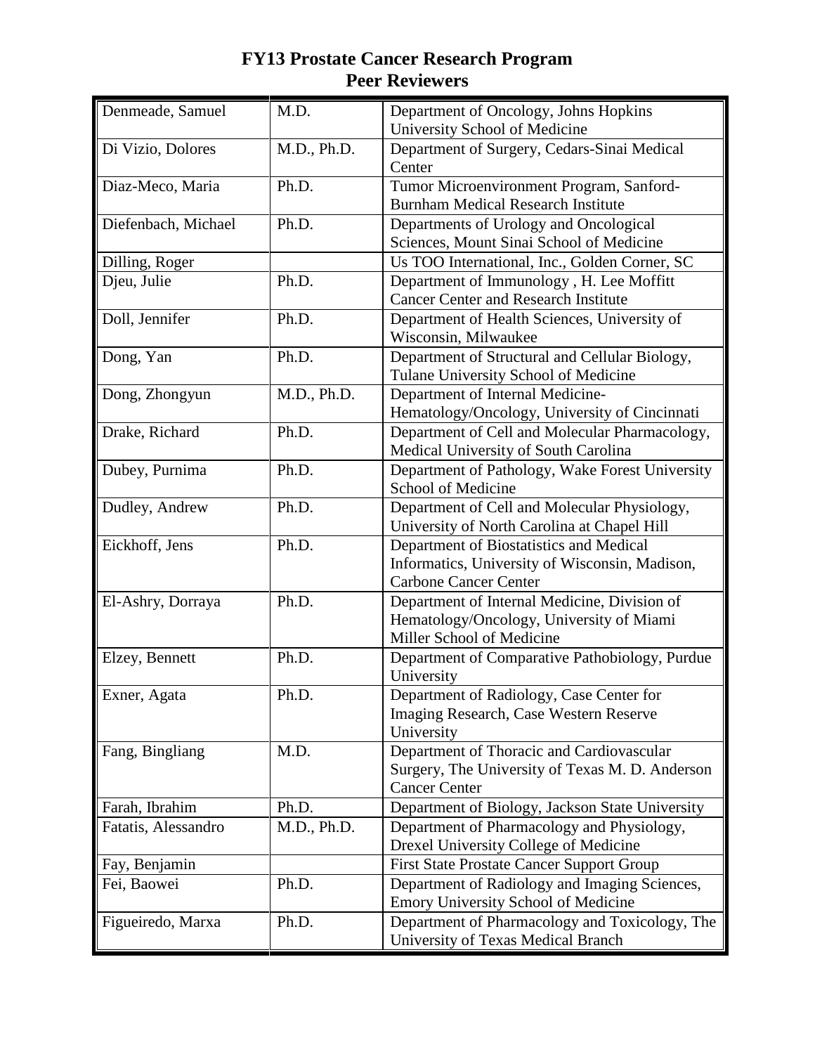# FY13 Prostate Cancer Research Program
## Peer Reviewers

| | | |
|---|---|---|
| Denmeade, Samuel | M.D. | Department of Oncology, Johns Hopkins University School of Medicine |
| Di Vizio, Dolores | M.D., Ph.D. | Department of Surgery, Cedars-Sinai Medical Center |
| Diaz-Meco, Maria | Ph.D. | Tumor Microenvironment Program, Sanford-Burnham Medical Research Institute |
| Diefenbach, Michael | Ph.D. | Departments of Urology and Oncological Sciences, Mount Sinai School of Medicine |
| Dilling, Roger | | Us TOO International, Inc., Golden Corner, SC |
| Djeu, Julie | Ph.D. | Department of Immunology , H. Lee Moffitt Cancer Center and Research Institute |
| Doll, Jennifer | Ph.D. | Department of Health Sciences, University of Wisconsin, Milwaukee |
| Dong, Yan | Ph.D. | Department of Structural and Cellular Biology, Tulane University School of Medicine |
| Dong, Zhongyun | M.D., Ph.D. | Department of Internal Medicine-Hematology/Oncology, University of Cincinnati |
| Drake, Richard | Ph.D. | Department of Cell and Molecular Pharmacology, Medical University of South Carolina |
| Dubey, Purnima | Ph.D. | Department of Pathology, Wake Forest University School of Medicine |
| Dudley, Andrew | Ph.D. | Department of Cell and Molecular Physiology, University of North Carolina at Chapel Hill |
| Eickhoff, Jens | Ph.D. | Department of Biostatistics and Medical Informatics, University of Wisconsin, Madison, Carbone Cancer Center |
| El-Ashry, Dorraya | Ph.D. | Department of Internal Medicine, Division of Hematology/Oncology, University of Miami Miller School of Medicine |
| Elzey, Bennett | Ph.D. | Department of Comparative Pathobiology, Purdue University |
| Exner, Agata | Ph.D. | Department of Radiology, Case Center for Imaging Research, Case Western Reserve University |
| Fang, Bingliang | M.D. | Department of Thoracic and Cardiovascular Surgery, The University of Texas M. D. Anderson Cancer Center |
| Farah, Ibrahim | Ph.D. | Department of Biology, Jackson State University |
| Fatatis, Alessandro | M.D., Ph.D. | Department of Pharmacology and Physiology, Drexel University College of Medicine |
| Fay, Benjamin | | First State Prostate Cancer Support Group |
| Fei, Baowei | Ph.D. | Department of Radiology and Imaging Sciences, Emory University School of Medicine |
| Figueiredo, Marxa | Ph.D. | Department of Pharmacology and Toxicology, The University of Texas Medical Branch |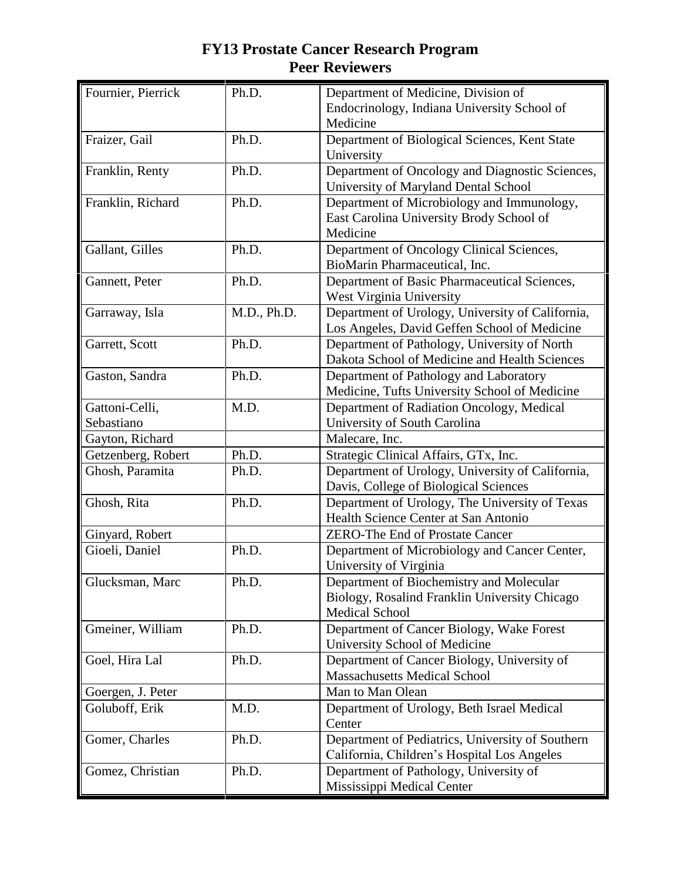# FY13 Prostate Cancer Research Program
## Peer Reviewers

| Name | Degree | Affiliation |
|---|---|---|
| Fournier, Pierrick | Ph.D. | Department of Medicine, Division of Endocrinology, Indiana University School of Medicine |
| Fraizer, Gail | Ph.D. | Department of Biological Sciences, Kent State University |
| Franklin, Renty | Ph.D. | Department of Oncology and Diagnostic Sciences, University of Maryland Dental School |
| Franklin, Richard | Ph.D. | Department of Microbiology and Immunology, East Carolina University Brody School of Medicine |
| Gallant, Gilles | Ph.D. | Department of Oncology Clinical Sciences, BioMarin Pharmaceutical, Inc. |
| Gannett, Peter | Ph.D. | Department of Basic Pharmaceutical Sciences, West Virginia University |
| Garraway, Isla | M.D., Ph.D. | Department of Urology, University of California, Los Angeles, David Geffen School of Medicine |
| Garrett, Scott | Ph.D. | Department of Pathology, University of North Dakota School of Medicine and Health Sciences |
| Gaston, Sandra | Ph.D. | Department of Pathology and Laboratory Medicine, Tufts University School of Medicine |
| Gattoni-Celli, Sebastiano | M.D. | Department of Radiation Oncology, Medical University of South Carolina |
| Gayton, Richard | | Malecare, Inc. |
| Getzenberg, Robert | Ph.D. | Strategic Clinical Affairs, GTx, Inc. |
| Ghosh, Paramita | Ph.D. | Department of Urology, University of California, Davis, College of Biological Sciences |
| Ghosh, Rita | Ph.D. | Department of Urology, The University of Texas Health Science Center at San Antonio |
| Ginyard, Robert | | ZERO-The End of Prostate Cancer |
| Gioeli, Daniel | Ph.D. | Department of Microbiology and Cancer Center, University of Virginia |
| Glucksman, Marc | Ph.D. | Department of Biochemistry and Molecular Biology, Rosalind Franklin University Chicago Medical School |
| Gmeiner, William | Ph.D. | Department of Cancer Biology, Wake Forest University School of Medicine |
| Goel, Hira Lal | Ph.D. | Department of Cancer Biology, University of Massachusetts Medical School |
| Goergen, J. Peter | | Man to Man Olean |
| Goluboff, Erik | M.D. | Department of Urology, Beth Israel Medical Center |
| Gomer, Charles | Ph.D. | Department of Pediatrics, University of Southern California, Children's Hospital Los Angeles |
| Gomez, Christian | Ph.D. | Department of Pathology, University of Mississippi Medical Center |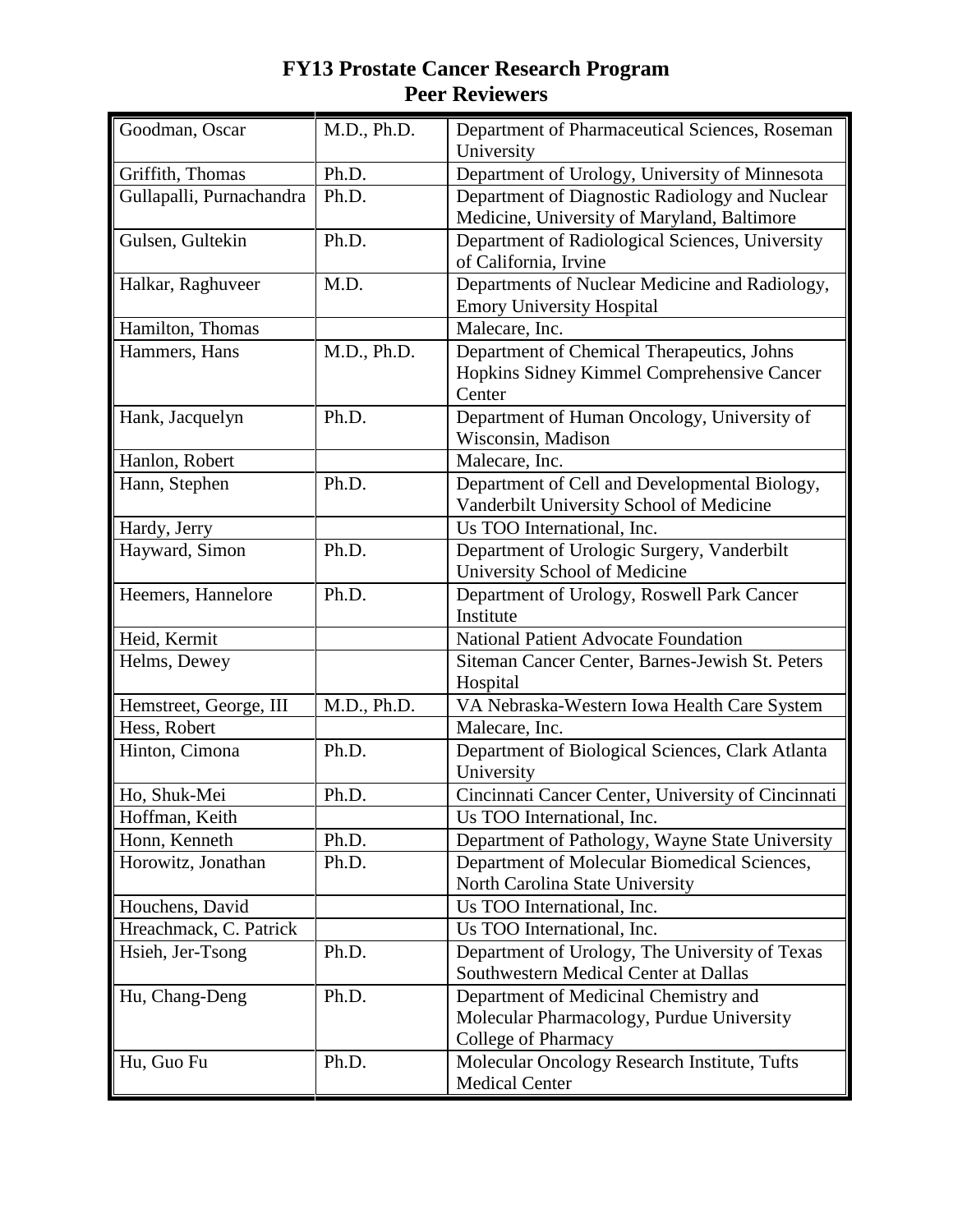# FY13 Prostate Cancer Research Program
# Peer Reviewers

| | | |
|---|---|---|
| Goodman, Oscar | M.D., Ph.D. | Department of Pharmaceutical Sciences, Roseman University |
| Griffith, Thomas | Ph.D. | Department of Urology, University of Minnesota |
| Gullapalli, Purnachandra | Ph.D. | Department of Diagnostic Radiology and Nuclear Medicine, University of Maryland, Baltimore |
| Gulsen, Gultekin | Ph.D. | Department of Radiological Sciences, University of California, Irvine |
| Halkar, Raghuveer | M.D. | Departments of Nuclear Medicine and Radiology, Emory University Hospital |
| Hamilton, Thomas | | Malecare, Inc. |
| Hammers, Hans | M.D., Ph.D. | Department of Chemical Therapeutics, Johns Hopkins Sidney Kimmel Comprehensive Cancer Center |
| Hank, Jacquelyn | Ph.D. | Department of Human Oncology, University of Wisconsin, Madison |
| Hanlon, Robert | | Malecare, Inc. |
| Hann, Stephen | Ph.D. | Department of Cell and Developmental Biology, Vanderbilt University School of Medicine |
| Hardy, Jerry | | Us TOO International, Inc. |
| Hayward, Simon | Ph.D. | Department of Urologic Surgery, Vanderbilt University School of Medicine |
| Heemers, Hannelore | Ph.D. | Department of Urology, Roswell Park Cancer Institute |
| Heid, Kermit | | National Patient Advocate Foundation |
| Helms, Dewey | | Siteman Cancer Center, Barnes-Jewish St. Peters Hospital |
| Hemstreet, George, III | M.D., Ph.D. | VA Nebraska-Western Iowa Health Care System |
| Hess, Robert | | Malecare, Inc. |
| Hinton, Cimona | Ph.D. | Department of Biological Sciences, Clark Atlanta University |
| Ho, Shuk-Mei | Ph.D. | Cincinnati Cancer Center, University of Cincinnati |
| Hoffman, Keith | | Us TOO International, Inc. |
| Honn, Kenneth | Ph.D. | Department of Pathology, Wayne State University |
| Horowitz, Jonathan | Ph.D. | Department of Molecular Biomedical Sciences, North Carolina State University |
| Houchens, David | | Us TOO International, Inc. |
| Hreachmack, C. Patrick | | Us TOO International, Inc. |
| Hsieh, Jer-Tsong | Ph.D. | Department of Urology, The University of Texas Southwestern Medical Center at Dallas |
| Hu, Chang-Deng | Ph.D. | Department of Medicinal Chemistry and Molecular Pharmacology, Purdue University College of Pharmacy |
| Hu, Guo Fu | Ph.D. | Molecular Oncology Research Institute, Tufts Medical Center |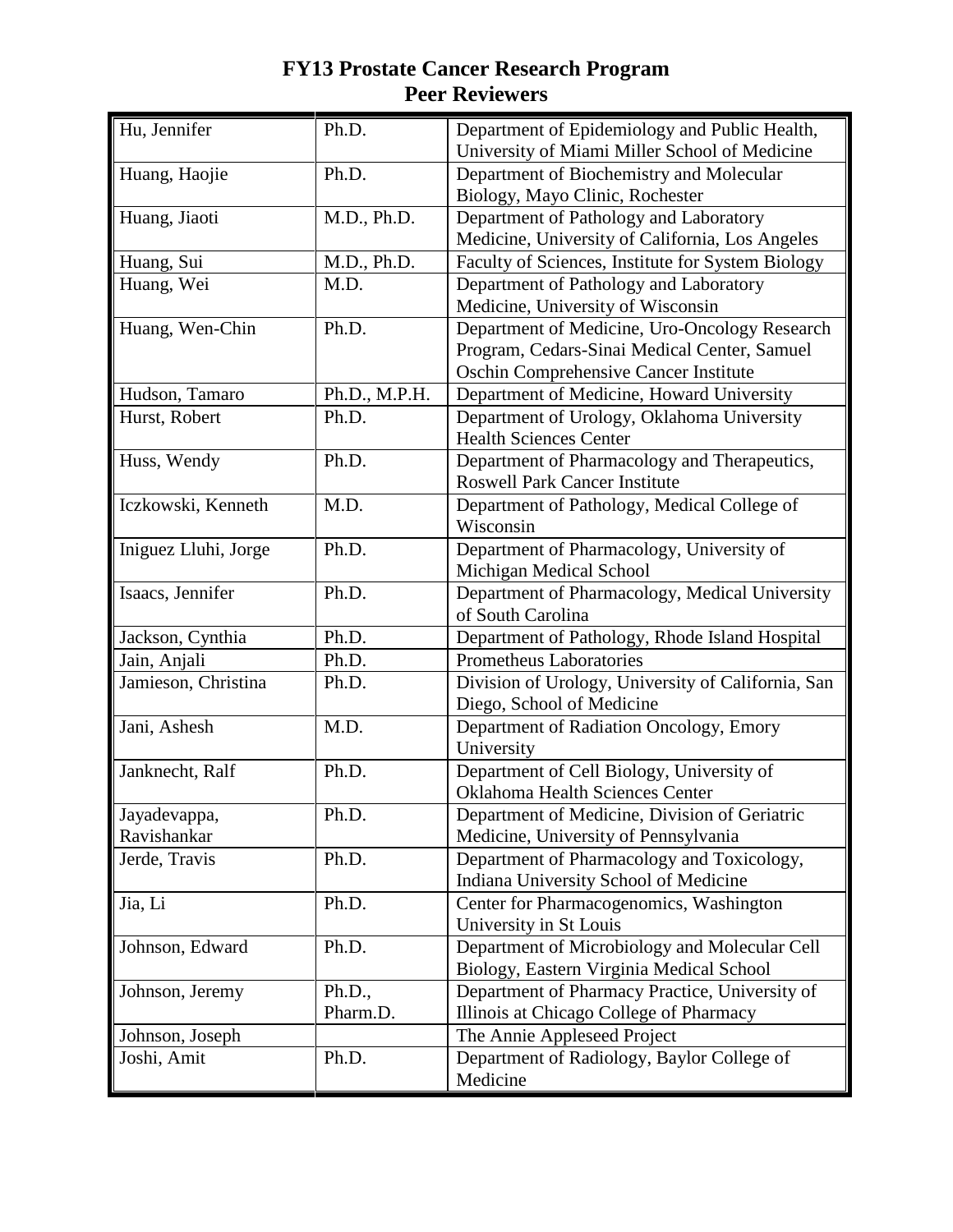# FY13 Prostate Cancer Research Program
## Peer Reviewers

| Name | Degree | Affiliation |
|---|---|---|
| Hu, Jennifer | Ph.D. | Department of Epidemiology and Public Health, University of Miami Miller School of Medicine |
| Huang, Haojie | Ph.D. | Department of Biochemistry and Molecular Biology, Mayo Clinic, Rochester |
| Huang, Jiaoti | M.D., Ph.D. | Department of Pathology and Laboratory Medicine, University of California, Los Angeles |
| Huang, Sui | M.D., Ph.D. | Faculty of Sciences, Institute for System Biology |
| Huang, Wei | M.D. | Department of Pathology and Laboratory Medicine, University of Wisconsin |
| Huang, Wen-Chin | Ph.D. | Department of Medicine, Uro-Oncology Research Program, Cedars-Sinai Medical Center, Samuel Oschin Comprehensive Cancer Institute |
| Hudson, Tamaro | Ph.D., M.P.H. | Department of Medicine, Howard University |
| Hurst, Robert | Ph.D. | Department of Urology, Oklahoma University Health Sciences Center |
| Huss, Wendy | Ph.D. | Department of Pharmacology and Therapeutics, Roswell Park Cancer Institute |
| Iczkowski, Kenneth | M.D. | Department of Pathology, Medical College of Wisconsin |
| Iniguez Lluhi, Jorge | Ph.D. | Department of Pharmacology, University of Michigan Medical School |
| Isaacs, Jennifer | Ph.D. | Department of Pharmacology, Medical University of South Carolina |
| Jackson, Cynthia | Ph.D. | Department of Pathology, Rhode Island Hospital |
| Jain, Anjali | Ph.D. | Prometheus Laboratories |
| Jamieson, Christina | Ph.D. | Division of Urology, University of California, San Diego, School of Medicine |
| Jani, Ashesh | M.D. | Department of Radiation Oncology, Emory University |
| Janknecht, Ralf | Ph.D. | Department of Cell Biology, University of Oklahoma Health Sciences Center |
| Jayadevappa, Ravishankar | Ph.D. | Department of Medicine, Division of Geriatric Medicine, University of Pennsylvania |
| Jerde, Travis | Ph.D. | Department of Pharmacology and Toxicology, Indiana University School of Medicine |
| Jia, Li | Ph.D. | Center for Pharmacogenomics, Washington University in St Louis |
| Johnson, Edward | Ph.D. | Department of Microbiology and Molecular Cell Biology, Eastern Virginia Medical School |
| Johnson, Jeremy | Ph.D., Pharm.D. | Department of Pharmacy Practice, University of Illinois at Chicago College of Pharmacy |
| Johnson, Joseph | | The Annie Appleseed Project |
| Joshi, Amit | Ph.D. | Department of Radiology, Baylor College of Medicine |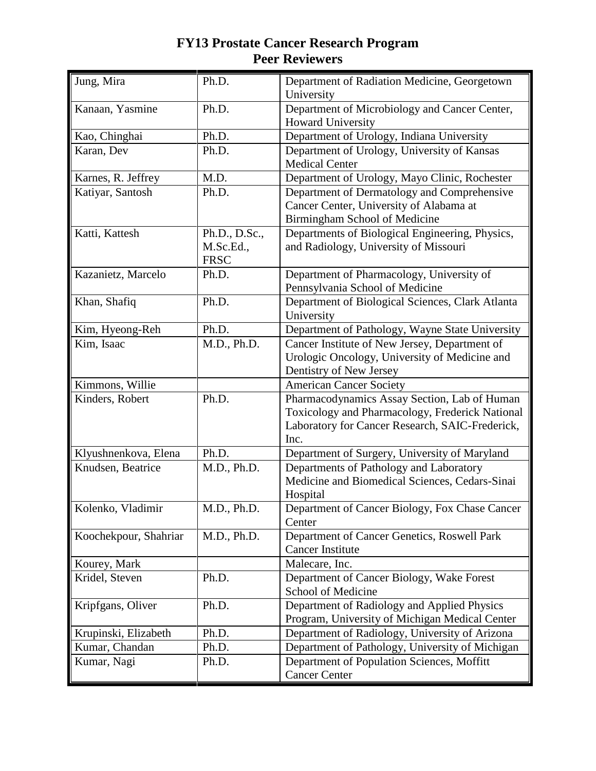# FY13 Prostate Cancer Research Program
# Peer Reviewers

| | | |
|---|---|---|
| Jung, Mira | Ph.D. | Department of Radiation Medicine, Georgetown University |
| Kanaan, Yasmine | Ph.D. | Department of Microbiology and Cancer Center, Howard University |
| Kao, Chinghai | Ph.D. | Department of Urology, Indiana University |
| Karan, Dev | Ph.D. | Department of Urology, University of Kansas Medical Center |
| Karnes, R. Jeffrey | M.D. | Department of Urology, Mayo Clinic, Rochester |
| Katiyar, Santosh | Ph.D. | Department of Dermatology and Comprehensive Cancer Center, University of Alabama at Birmingham School of Medicine |
| Katti, Kattesh | Ph.D., D.Sc., M.Sc.Ed., FRSC | Departments of Biological Engineering, Physics, and Radiology, University of Missouri |
| Kazanietz, Marcelo | Ph.D. | Department of Pharmacology, University of Pennsylvania School of Medicine |
| Khan, Shafiq | Ph.D. | Department of Biological Sciences, Clark Atlanta University |
| Kim, Hyeong-Reh | Ph.D. | Department of Pathology, Wayne State University |
| Kim, Isaac | M.D., Ph.D. | Cancer Institute of New Jersey, Department of Urologic Oncology, University of Medicine and Dentistry of New Jersey |
| Kimmons, Willie | | American Cancer Society |
| Kinders, Robert | Ph.D. | Pharmacodynamics Assay Section, Lab of Human Toxicology and Pharmacology, Frederick National Laboratory for Cancer Research, SAIC-Frederick, Inc. |
| Klyushnenkova, Elena | Ph.D. | Department of Surgery, University of Maryland |
| Knudsen, Beatrice | M.D., Ph.D. | Departments of Pathology and Laboratory Medicine and Biomedical Sciences, Cedars-Sinai Hospital |
| Kolenko, Vladimir | M.D., Ph.D. | Department of Cancer Biology, Fox Chase Cancer Center |
| Koochekpour, Shahriar | M.D., Ph.D. | Department of Cancer Genetics, Roswell Park Cancer Institute |
| Kourey, Mark | | Malecare, Inc. |
| Kridel, Steven | Ph.D. | Department of Cancer Biology, Wake Forest School of Medicine |
| Kripfgans, Oliver | Ph.D. | Department of Radiology and Applied Physics Program, University of Michigan Medical Center |
| Krupinski, Elizabeth | Ph.D. | Department of Radiology, University of Arizona |
| Kumar, Chandan | Ph.D. | Department of Pathology, University of Michigan |
| Kumar, Nagi | Ph.D. | Department of Population Sciences, Moffitt Cancer Center |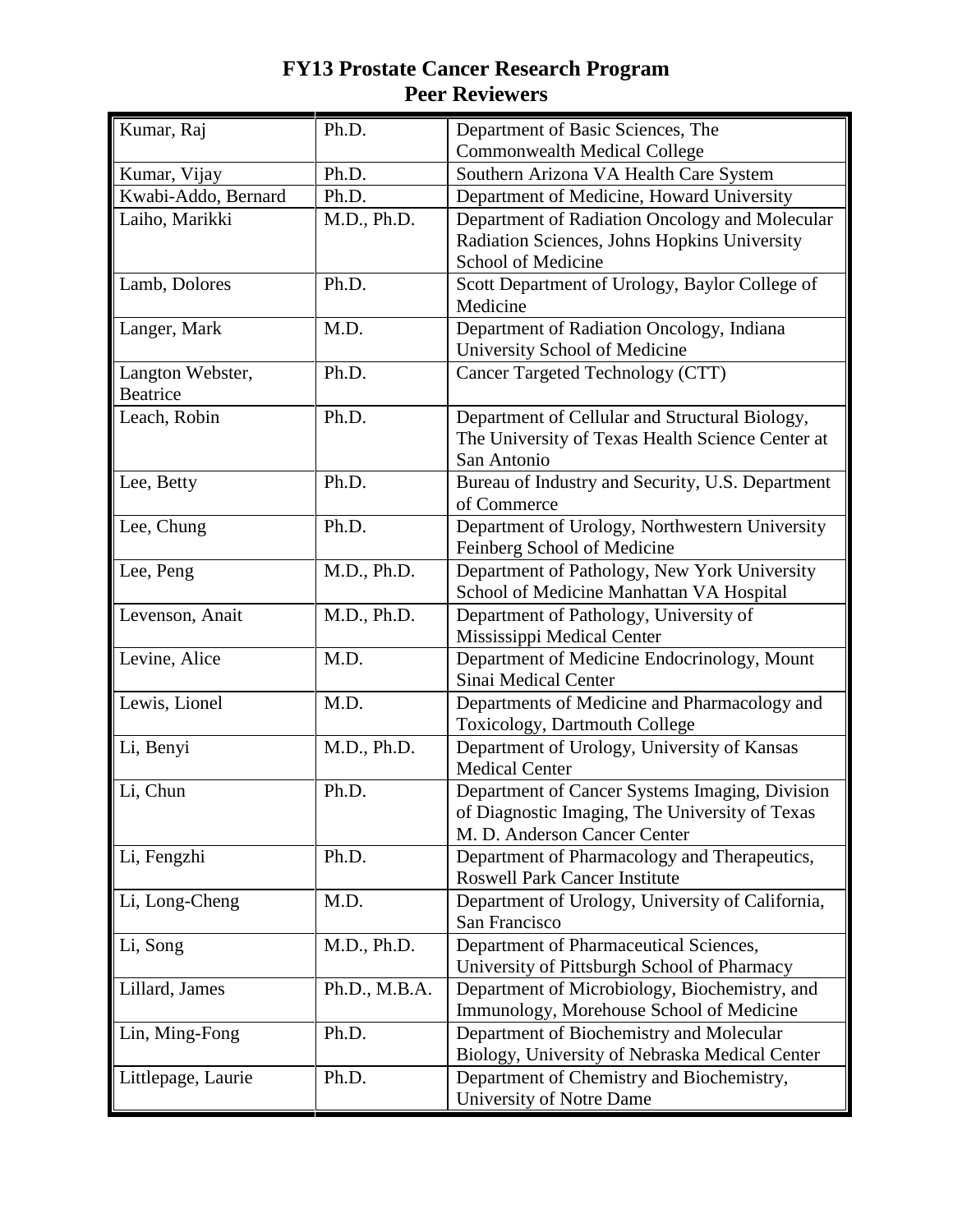# FY13 Prostate Cancer Research Program Peer Reviewers

| Name | Degree | Affiliation |
|---|---|---|
| Kumar, Raj | Ph.D. | Department of Basic Sciences, The Commonwealth Medical College |
| Kumar, Vijay | Ph.D. | Southern Arizona VA Health Care System |
| Kwabi-Addo, Bernard | Ph.D. | Department of Medicine, Howard University |
| Laiho, Marikki | M.D., Ph.D. | Department of Radiation Oncology and Molecular Radiation Sciences, Johns Hopkins University School of Medicine |
| Lamb, Dolores | Ph.D. | Scott Department of Urology, Baylor College of Medicine |
| Langer, Mark | M.D. | Department of Radiation Oncology, Indiana University School of Medicine |
| Langton Webster, Beatrice | Ph.D. | Cancer Targeted Technology (CTT) |
| Leach, Robin | Ph.D. | Department of Cellular and Structural Biology, The University of Texas Health Science Center at San Antonio |
| Lee, Betty | Ph.D. | Bureau of Industry and Security, U.S. Department of Commerce |
| Lee, Chung | Ph.D. | Department of Urology, Northwestern University Feinberg School of Medicine |
| Lee, Peng | M.D., Ph.D. | Department of Pathology, New York University School of Medicine Manhattan VA Hospital |
| Levenson, Anait | M.D., Ph.D. | Department of Pathology, University of Mississippi Medical Center |
| Levine, Alice | M.D. | Department of Medicine Endocrinology, Mount Sinai Medical Center |
| Lewis, Lionel | M.D. | Departments of Medicine and Pharmacology and Toxicology, Dartmouth College |
| Li, Benyi | M.D., Ph.D. | Department of Urology, University of Kansas Medical Center |
| Li, Chun | Ph.D. | Department of Cancer Systems Imaging, Division of Diagnostic Imaging, The University of Texas M. D. Anderson Cancer Center |
| Li, Fengzhi | Ph.D. | Department of Pharmacology and Therapeutics, Roswell Park Cancer Institute |
| Li, Long-Cheng | M.D. | Department of Urology, University of California, San Francisco |
| Li, Song | M.D., Ph.D. | Department of Pharmaceutical Sciences, University of Pittsburgh School of Pharmacy |
| Lillard, James | Ph.D., M.B.A. | Department of Microbiology, Biochemistry, and Immunology, Morehouse School of Medicine |
| Lin, Ming-Fong | Ph.D. | Department of Biochemistry and Molecular Biology, University of Nebraska Medical Center |
| Littlepage, Laurie | Ph.D. | Department of Chemistry and Biochemistry, University of Notre Dame |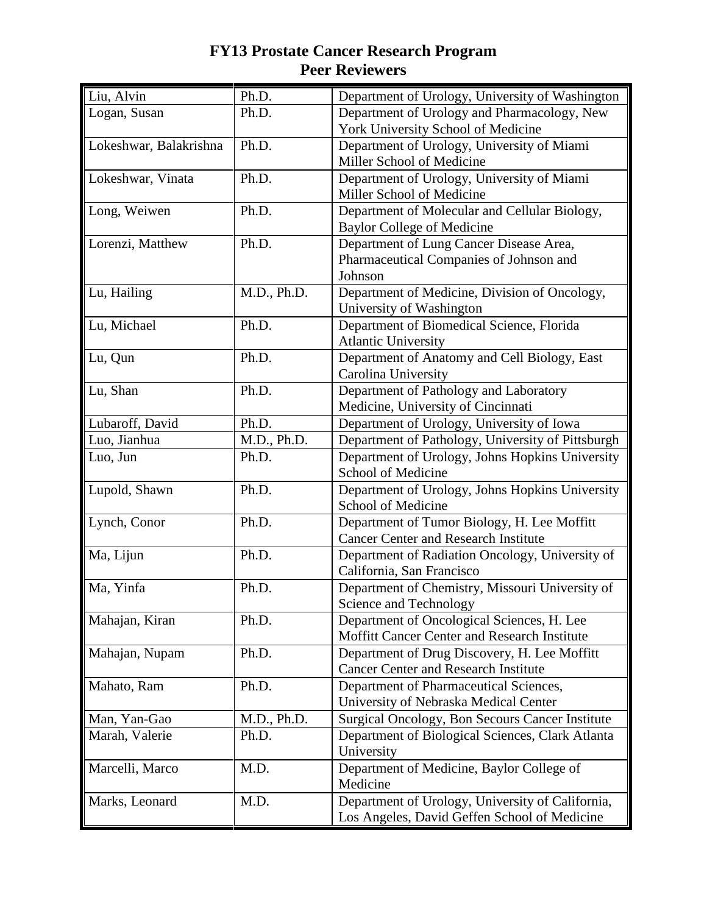# FY13 Prostate Cancer Research Program
# Peer Reviewers

| | | |
|---|---|---|
| Liu, Alvin | Ph.D. | Department of Urology, University of Washington |
| Logan, Susan | Ph.D. | Department of Urology and Pharmacology, New York University School of Medicine |
| Lokeshwar, Balakrishna | Ph.D. | Department of Urology, University of Miami Miller School of Medicine |
| Lokeshwar, Vinata | Ph.D. | Department of Urology, University of Miami Miller School of Medicine |
| Long, Weiwen | Ph.D. | Department of Molecular and Cellular Biology, Baylor College of Medicine |
| Lorenzi, Matthew | Ph.D. | Department of Lung Cancer Disease Area, Pharmaceutical Companies of Johnson and Johnson |
| Lu, Hailing | M.D., Ph.D. | Department of Medicine, Division of Oncology, University of Washington |
| Lu, Michael | Ph.D. | Department of Biomedical Science, Florida Atlantic University |
| Lu, Qun | Ph.D. | Department of Anatomy and Cell Biology, East Carolina University |
| Lu, Shan | Ph.D. | Department of Pathology and Laboratory Medicine, University of Cincinnati |
| Lubaroff, David | Ph.D. | Department of Urology, University of Iowa |
| Luo, Jianhua | M.D., Ph.D. | Department of Pathology, University of Pittsburgh |
| Luo, Jun | Ph.D. | Department of Urology, Johns Hopkins University School of Medicine |
| Lupold, Shawn | Ph.D. | Department of Urology, Johns Hopkins University School of Medicine |
| Lynch, Conor | Ph.D. | Department of Tumor Biology, H. Lee Moffitt Cancer Center and Research Institute |
| Ma, Lijun | Ph.D. | Department of Radiation Oncology, University of California, San Francisco |
| Ma, Yinfa | Ph.D. | Department of Chemistry, Missouri University of Science and Technology |
| Mahajan, Kiran | Ph.D. | Department of Oncological Sciences, H. Lee Moffitt Cancer Center and Research Institute |
| Mahajan, Nupam | Ph.D. | Department of Drug Discovery, H. Lee Moffitt Cancer Center and Research Institute |
| Mahato, Ram | Ph.D. | Department of Pharmaceutical Sciences, University of Nebraska Medical Center |
| Man, Yan-Gao | M.D., Ph.D. | Surgical Oncology, Bon Secours Cancer Institute |
| Marah, Valerie | Ph.D. | Department of Biological Sciences, Clark Atlanta University |
| Marcelli, Marco | M.D. | Department of Medicine, Baylor College of Medicine |
| Marks, Leonard | M.D. | Department of Urology, University of California, Los Angeles, David Geffen School of Medicine |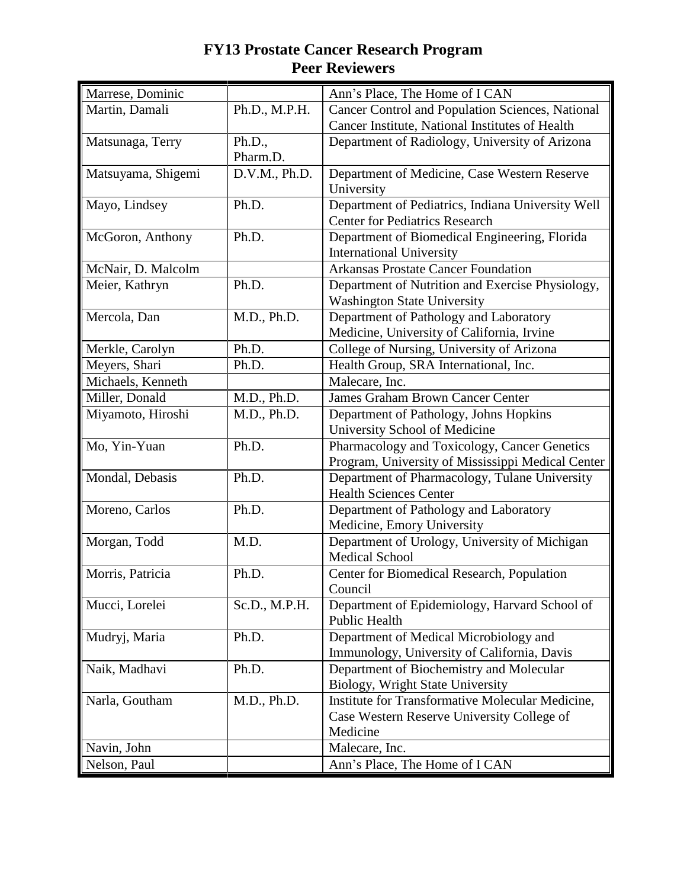# FY13 Prostate Cancer Research Program
# Peer Reviewers

| | | |
|---|---|---|
| Marrese, Dominic | | Ann's Place, The Home of I CAN |
| Martin, Damali | Ph.D., M.P.H. | Cancer Control and Population Sciences, National Cancer Institute, National Institutes of Health |
| Matsunaga, Terry | Ph.D., Pharm.D. | Department of Radiology, University of Arizona |
| Matsuyama, Shigemi | D.V.M., Ph.D. | Department of Medicine, Case Western Reserve University |
| Mayo, Lindsey | Ph.D. | Department of Pediatrics, Indiana University Well Center for Pediatrics Research |
| McGoron, Anthony | Ph.D. | Department of Biomedical Engineering, Florida International University |
| McNair, D. Malcolm | | Arkansas Prostate Cancer Foundation |
| Meier, Kathryn | Ph.D. | Department of Nutrition and Exercise Physiology, Washington State University |
| Mercola, Dan | M.D., Ph.D. | Department of Pathology and Laboratory Medicine, University of California, Irvine |
| Merkle, Carolyn | Ph.D. | College of Nursing, University of Arizona |
| Meyers, Shari | Ph.D. | Health Group, SRA International, Inc. |
| Michaels, Kenneth | | Malecare, Inc. |
| Miller, Donald | M.D., Ph.D. | James Graham Brown Cancer Center |
| Miyamoto, Hiroshi | M.D., Ph.D. | Department of Pathology, Johns Hopkins University School of Medicine |
| Mo, Yin-Yuan | Ph.D. | Pharmacology and Toxicology, Cancer Genetics Program, University of Mississippi Medical Center |
| Mondal, Debasis | Ph.D. | Department of Pharmacology, Tulane University Health Sciences Center |
| Moreno, Carlos | Ph.D. | Department of Pathology and Laboratory Medicine, Emory University |
| Morgan, Todd | M.D. | Department of Urology, University of Michigan Medical School |
| Morris, Patricia | Ph.D. | Center for Biomedical Research, Population Council |
| Mucci, Lorelei | Sc.D., M.P.H. | Department of Epidemiology, Harvard School of Public Health |
| Mudryj, Maria | Ph.D. | Department of Medical Microbiology and Immunology, University of California, Davis |
| Naik, Madhavi | Ph.D. | Department of Biochemistry and Molecular Biology, Wright State University |
| Narla, Goutham | M.D., Ph.D. | Institute for Transformative Molecular Medicine, Case Western Reserve University College of Medicine |
| Navin, John | | Malecare, Inc. |
| Nelson, Paul | | Ann's Place, The Home of I CAN |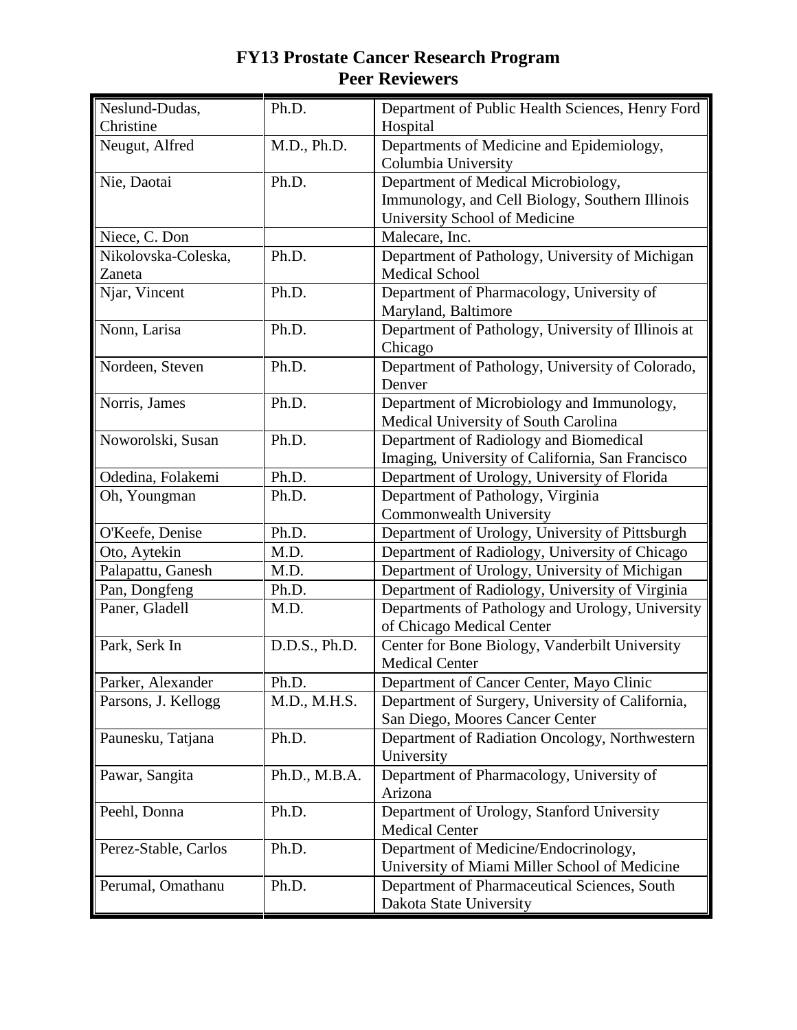# FY13 Prostate Cancer Research Program
## Peer Reviewers

| Name | Degree | Affiliation |
|---|---|---|
| Neslund-Dudas, Christine | Ph.D. | Department of Public Health Sciences, Henry Ford Hospital |
| Neugut, Alfred | M.D., Ph.D. | Departments of Medicine and Epidemiology, Columbia University |
| Nie, Daotai | Ph.D. | Department of Medical Microbiology, Immunology, and Cell Biology, Southern Illinois University School of Medicine |
| Niece, C. Don | | Malecare, Inc. |
| Nikolovska-Coleska, Zaneta | Ph.D. | Department of Pathology, University of Michigan Medical School |
| Njar, Vincent | Ph.D. | Department of Pharmacology, University of Maryland, Baltimore |
| Nonn, Larisa | Ph.D. | Department of Pathology, University of Illinois at Chicago |
| Nordeen, Steven | Ph.D. | Department of Pathology, University of Colorado, Denver |
| Norris, James | Ph.D. | Department of Microbiology and Immunology, Medical University of South Carolina |
| Noworolski, Susan | Ph.D. | Department of Radiology and Biomedical Imaging, University of California, San Francisco |
| Odedina, Folakemi | Ph.D. | Department of Urology, University of Florida |
| Oh, Youngman | Ph.D. | Department of Pathology, Virginia Commonwealth University |
| O'Keefe, Denise | Ph.D. | Department of Urology, University of Pittsburgh |
| Oto, Aytekin | M.D. | Department of Radiology, University of Chicago |
| Palapattu, Ganesh | M.D. | Department of Urology, University of Michigan |
| Pan, Dongfeng | Ph.D. | Department of Radiology, University of Virginia |
| Paner, Gladell | M.D. | Departments of Pathology and Urology, University of Chicago Medical Center |
| Park, Serk In | D.D.S., Ph.D. | Center for Bone Biology, Vanderbilt University Medical Center |
| Parker, Alexander | Ph.D. | Department of Cancer Center, Mayo Clinic |
| Parsons, J. Kellogg | M.D., M.H.S. | Department of Surgery, University of California, San Diego, Moores Cancer Center |
| Paunesku, Tatjana | Ph.D. | Department of Radiation Oncology, Northwestern University |
| Pawar, Sangita | Ph.D., M.B.A. | Department of Pharmacology, University of Arizona |
| Peehl, Donna | Ph.D. | Department of Urology, Stanford University Medical Center |
| Perez-Stable, Carlos | Ph.D. | Department of Medicine/Endocrinology, University of Miami Miller School of Medicine |
| Perumal, Omathanu | Ph.D. | Department of Pharmaceutical Sciences, South Dakota State University |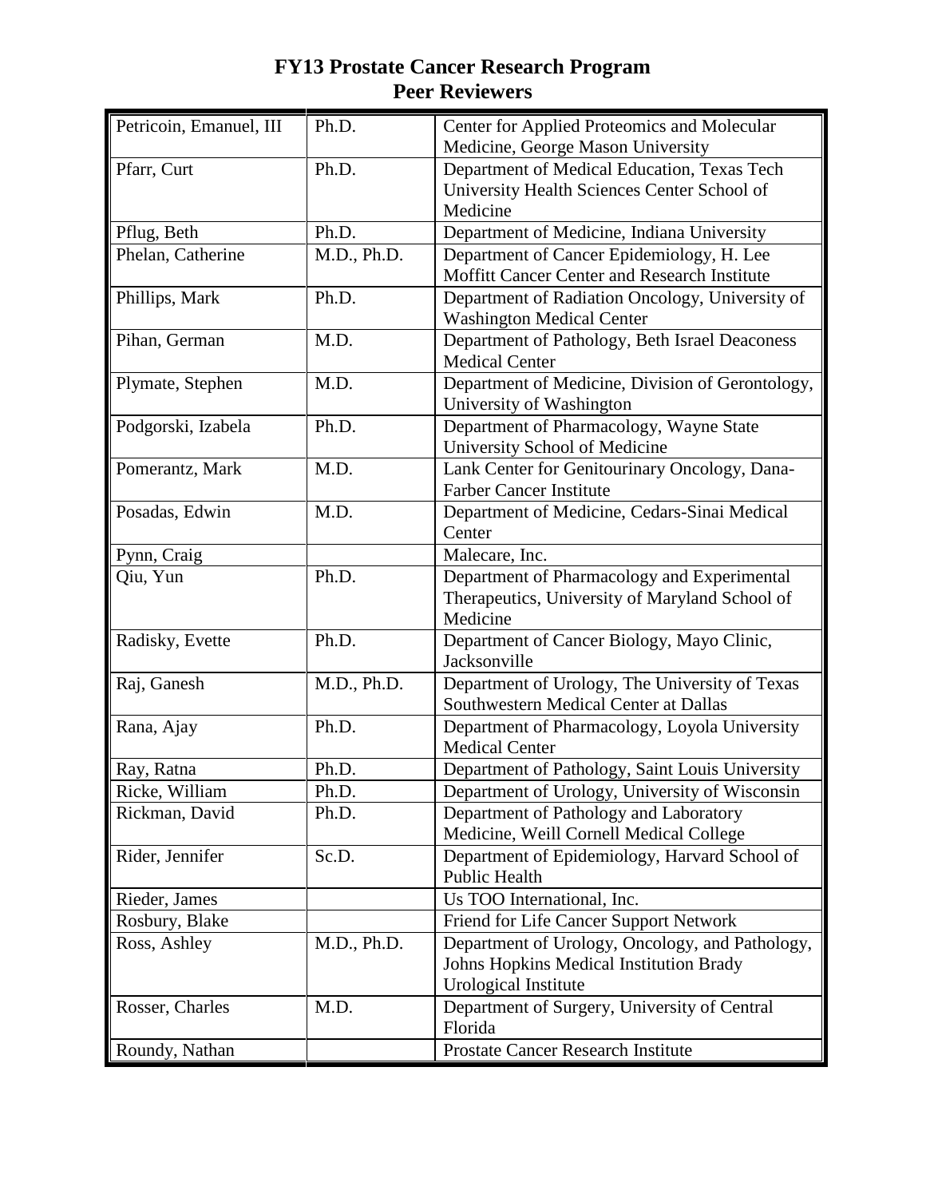# FY13 Prostate Cancer Research Program
## Peer Reviewers

| | | |
|---|---|---|
| Petricoin, Emanuel, III | Ph.D. | Center for Applied Proteomics and Molecular Medicine, George Mason University |
| Pfarr, Curt | Ph.D. | Department of Medical Education, Texas Tech University Health Sciences Center School of Medicine |
| Pflug, Beth | Ph.D. | Department of Medicine, Indiana University |
| Phelan, Catherine | M.D., Ph.D. | Department of Cancer Epidemiology, H. Lee Moffitt Cancer Center and Research Institute |
| Phillips, Mark | Ph.D. | Department of Radiation Oncology, University of Washington Medical Center |
| Pihan, German | M.D. | Department of Pathology, Beth Israel Deaconess Medical Center |
| Plymate, Stephen | M.D. | Department of Medicine, Division of Gerontology, University of Washington |
| Podgorski, Izabela | Ph.D. | Department of Pharmacology, Wayne State University School of Medicine |
| Pomerantz, Mark | M.D. | Lank Center for Genitourinary Oncology, Dana-Farber Cancer Institute |
| Posadas, Edwin | M.D. | Department of Medicine, Cedars-Sinai Medical Center |
| Pynn, Craig | | Malecare, Inc. |
| Qiu, Yun | Ph.D. | Department of Pharmacology and Experimental Therapeutics, University of Maryland School of Medicine |
| Radisky, Evette | Ph.D. | Department of Cancer Biology, Mayo Clinic, Jacksonville |
| Raj, Ganesh | M.D., Ph.D. | Department of Urology, The University of Texas Southwestern Medical Center at Dallas |
| Rana, Ajay | Ph.D. | Department of Pharmacology, Loyola University Medical Center |
| Ray, Ratna | Ph.D. | Department of Pathology, Saint Louis University |
| Ricke, William | Ph.D. | Department of Urology, University of Wisconsin |
| Rickman, David | Ph.D. | Department of Pathology and Laboratory Medicine, Weill Cornell Medical College |
| Rider, Jennifer | Sc.D. | Department of Epidemiology, Harvard School of Public Health |
| Rieder, James | | Us TOO International, Inc. |
| Rosbury, Blake | | Friend for Life Cancer Support Network |
| Ross, Ashley | M.D., Ph.D. | Department of Urology, Oncology, and Pathology, Johns Hopkins Medical Institution Brady Urological Institute |
| Rosser, Charles | M.D. | Department of Surgery, University of Central Florida |
| Roundy, Nathan | | Prostate Cancer Research Institute |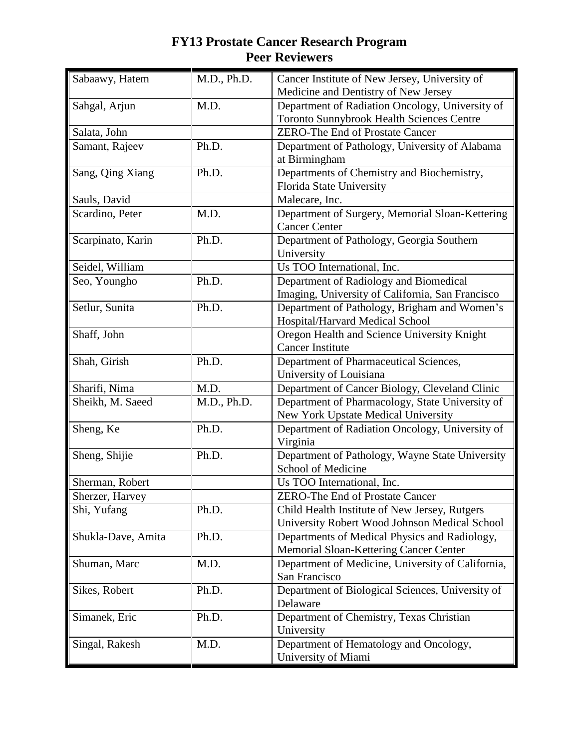# FY13 Prostate Cancer Research Program
## Peer Reviewers

| Name | Degree | Affiliation |
|---|---|---|
| Sabaawy, Hatem | M.D., Ph.D. | Cancer Institute of New Jersey, University of Medicine and Dentistry of New Jersey |
| Sahgal, Arjun | M.D. | Department of Radiation Oncology, University of Toronto Sunnybrook Health Sciences Centre |
| Salata, John | | ZERO-The End of Prostate Cancer |
| Samant, Rajeev | Ph.D. | Department of Pathology, University of Alabama at Birmingham |
| Sang, Qing Xiang | Ph.D. | Departments of Chemistry and Biochemistry, Florida State University |
| Sauls, David | | Malecare, Inc. |
| Scardino, Peter | M.D. | Department of Surgery, Memorial Sloan-Kettering Cancer Center |
| Scarpinato, Karin | Ph.D. | Department of Pathology, Georgia Southern University |
| Seidel, William | | Us TOO International, Inc. |
| Seo, Youngho | Ph.D. | Department of Radiology and Biomedical Imaging, University of California, San Francisco |
| Setlur, Sunita | Ph.D. | Department of Pathology, Brigham and Women's Hospital/Harvard Medical School |
| Shaff, John | | Oregon Health and Science University Knight Cancer Institute |
| Shah, Girish | Ph.D. | Department of Pharmaceutical Sciences, University of Louisiana |
| Sharifi, Nima | M.D. | Department of Cancer Biology, Cleveland Clinic |
| Sheikh, M. Saeed | M.D., Ph.D. | Department of Pharmacology, State University of New York Upstate Medical University |
| Sheng, Ke | Ph.D. | Department of Radiation Oncology, University of Virginia |
| Sheng, Shijie | Ph.D. | Department of Pathology, Wayne State University School of Medicine |
| Sherman, Robert | | Us TOO International, Inc. |
| Sherzer, Harvey | | ZERO-The End of Prostate Cancer |
| Shi, Yufang | Ph.D. | Child Health Institute of New Jersey, Rutgers University Robert Wood Johnson Medical School |
| Shukla-Dave, Amita | Ph.D. | Departments of Medical Physics and Radiology, Memorial Sloan-Kettering Cancer Center |
| Shuman, Marc | M.D. | Department of Medicine, University of California, San Francisco |
| Sikes, Robert | Ph.D. | Department of Biological Sciences, University of Delaware |
| Simanek, Eric | Ph.D. | Department of Chemistry, Texas Christian University |
| Singal, Rakesh | M.D. | Department of Hematology and Oncology, University of Miami |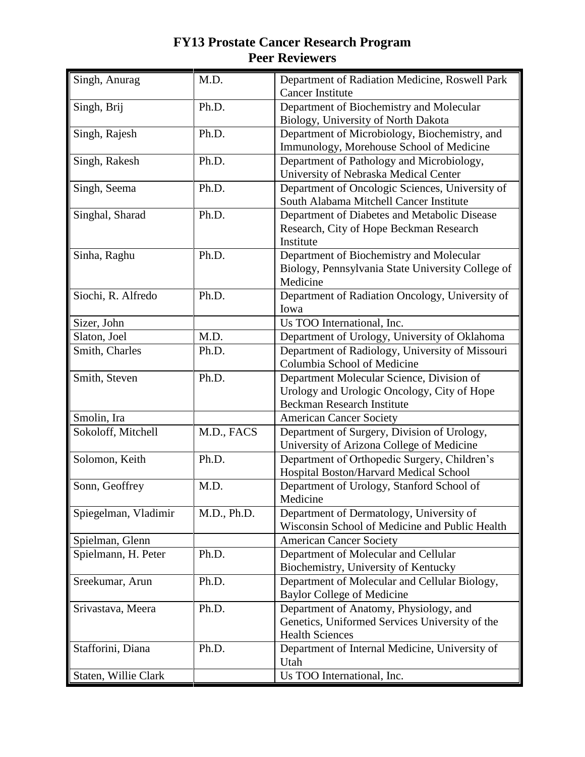# FY13 Prostate Cancer Research Program
## Peer Reviewers

| | | |
|---|---|---|
| Singh, Anurag | M.D. | Department of Radiation Medicine, Roswell Park Cancer Institute |
| Singh, Brij | Ph.D. | Department of Biochemistry and Molecular Biology, University of North Dakota |
| Singh, Rajesh | Ph.D. | Department of Microbiology, Biochemistry, and Immunology, Morehouse School of Medicine |
| Singh, Rakesh | Ph.D. | Department of Pathology and Microbiology, University of Nebraska Medical Center |
| Singh, Seema | Ph.D. | Department of Oncologic Sciences, University of South Alabama Mitchell Cancer Institute |
| Singhal, Sharad | Ph.D. | Department of Diabetes and Metabolic Disease Research, City of Hope Beckman Research Institute |
| Sinha, Raghu | Ph.D. | Department of Biochemistry and Molecular Biology, Pennsylvania State University College of Medicine |
| Siochi, R. Alfredo | Ph.D. | Department of Radiation Oncology, University of Iowa |
| Sizer, John | | Us TOO International, Inc. |
| Slaton, Joel | M.D. | Department of Urology, University of Oklahoma |
| Smith, Charles | Ph.D. | Department of Radiology, University of Missouri Columbia School of Medicine |
| Smith, Steven | Ph.D. | Department Molecular Science, Division of Urology and Urologic Oncology, City of Hope Beckman Research Institute |
| Smolin, Ira | | American Cancer Society |
| Sokoloff, Mitchell | M.D., FACS | Department of Surgery, Division of Urology, University of Arizona College of Medicine |
| Solomon, Keith | Ph.D. | Department of Orthopedic Surgery, Children's Hospital Boston/Harvard Medical School |
| Sonn, Geoffrey | M.D. | Department of Urology, Stanford School of Medicine |
| Spiegelman, Vladimir | M.D., Ph.D. | Department of Dermatology, University of Wisconsin School of Medicine and Public Health |
| Spielman, Glenn | | American Cancer Society |
| Spielmann, H. Peter | Ph.D. | Department of Molecular and Cellular Biochemistry, University of Kentucky |
| Sreekumar, Arun | Ph.D. | Department of Molecular and Cellular Biology, Baylor College of Medicine |
| Srivastava, Meera | Ph.D. | Department of Anatomy, Physiology, and Genetics, Uniformed Services University of the Health Sciences |
| Stafforini, Diana | Ph.D. | Department of Internal Medicine, University of Utah |
| Staten, Willie Clark | | Us TOO International, Inc. |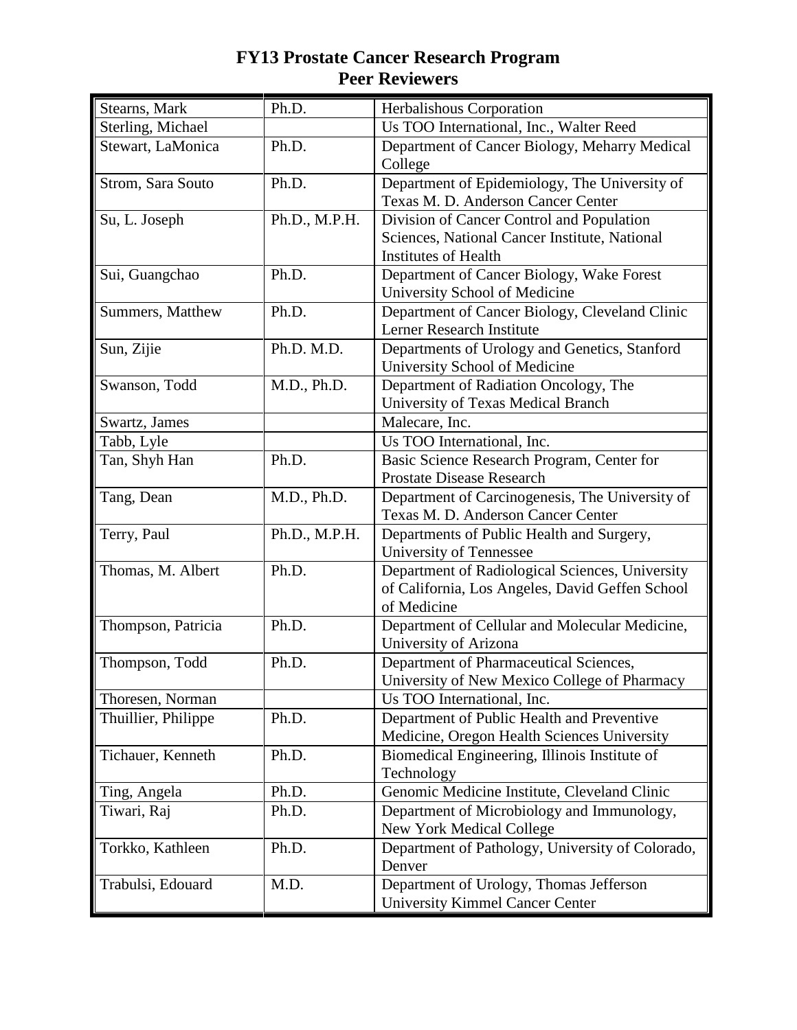# FY13 Prostate Cancer Research Program
# Peer Reviewers

| | | |
|---|---|---|
| Stearns, Mark | Ph.D. | Herbalishous Corporation |
| Sterling, Michael | | Us TOO International, Inc., Walter Reed |
| Stewart, LaMonica | Ph.D. | Department of Cancer Biology, Meharry Medical College |
| Strom, Sara Souto | Ph.D. | Department of Epidemiology, The University of Texas M. D. Anderson Cancer Center |
| Su, L. Joseph | Ph.D., M.P.H. | Division of Cancer Control and Population Sciences, National Cancer Institute, National Institutes of Health |
| Sui, Guangchao | Ph.D. | Department of Cancer Biology, Wake Forest University School of Medicine |
| Summers, Matthew | Ph.D. | Department of Cancer Biology, Cleveland Clinic Lerner Research Institute |
| Sun, Zijie | Ph.D. M.D. | Departments of Urology and Genetics, Stanford University School of Medicine |
| Swanson, Todd | M.D., Ph.D. | Department of Radiation Oncology, The University of Texas Medical Branch |
| Swartz, James | | Malecare, Inc. |
| Tabb, Lyle | | Us TOO International, Inc. |
| Tan, Shyh Han | Ph.D. | Basic Science Research Program, Center for Prostate Disease Research |
| Tang, Dean | M.D., Ph.D. | Department of Carcinogenesis, The University of Texas M. D. Anderson Cancer Center |
| Terry, Paul | Ph.D., M.P.H. | Departments of Public Health and Surgery, University of Tennessee |
| Thomas, M. Albert | Ph.D. | Department of Radiological Sciences, University of California, Los Angeles, David Geffen School of Medicine |
| Thompson, Patricia | Ph.D. | Department of Cellular and Molecular Medicine, University of Arizona |
| Thompson, Todd | Ph.D. | Department of Pharmaceutical Sciences, University of New Mexico College of Pharmacy |
| Thoresen, Norman | | Us TOO International, Inc. |
| Thuillier, Philippe | Ph.D. | Department of Public Health and Preventive Medicine, Oregon Health Sciences University |
| Tichauer, Kenneth | Ph.D. | Biomedical Engineering, Illinois Institute of Technology |
| Ting, Angela | Ph.D. | Genomic Medicine Institute, Cleveland Clinic |
| Tiwari, Raj | Ph.D. | Department of Microbiology and Immunology, New York Medical College |
| Torkko, Kathleen | Ph.D. | Department of Pathology, University of Colorado, Denver |
| Trabulsi, Edouard | M.D. | Department of Urology, Thomas Jefferson University Kimmel Cancer Center |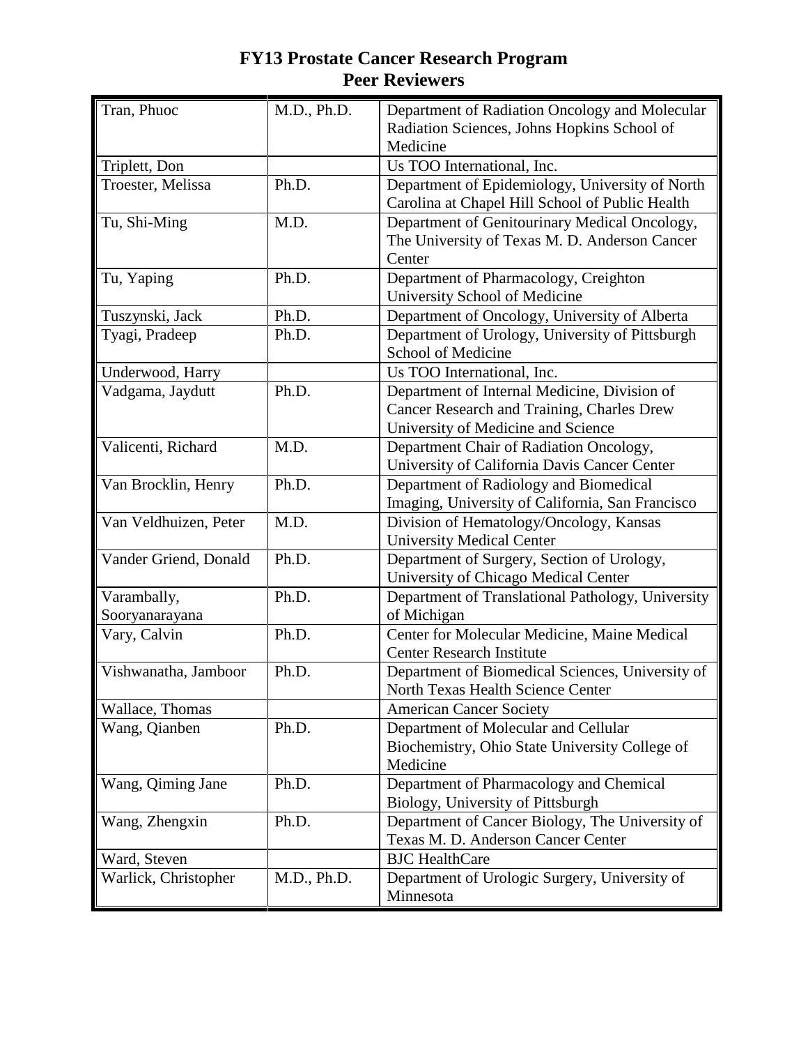# FY13 Prostate Cancer Research Program
## Peer Reviewers

| Name | Degree | Affiliation |
|---|---|---|
| Tran, Phuoc | M.D., Ph.D. | Department of Radiation Oncology and Molecular Radiation Sciences, Johns Hopkins School of Medicine |
| Triplett, Don | | Us TOO International, Inc. |
| Troester, Melissa | Ph.D. | Department of Epidemiology, University of North Carolina at Chapel Hill School of Public Health |
| Tu, Shi-Ming | M.D. | Department of Genitourinary Medical Oncology, The University of Texas M. D. Anderson Cancer Center |
| Tu, Yaping | Ph.D. | Department of Pharmacology, Creighton University School of Medicine |
| Tuszynski, Jack | Ph.D. | Department of Oncology, University of Alberta |
| Tyagi, Pradeep | Ph.D. | Department of Urology, University of Pittsburgh School of Medicine |
| Underwood, Harry | | Us TOO International, Inc. |
| Vadgama, Jaydutt | Ph.D. | Department of Internal Medicine, Division of Cancer Research and Training, Charles Drew University of Medicine and Science |
| Valicenti, Richard | M.D. | Department Chair of Radiation Oncology, University of California Davis Cancer Center |
| Van Brocklin, Henry | Ph.D. | Department of Radiology and Biomedical Imaging, University of California, San Francisco |
| Van Veldhuizen, Peter | M.D. | Division of Hematology/Oncology, Kansas University Medical Center |
| Vander Griend, Donald | Ph.D. | Department of Surgery, Section of Urology, University of Chicago Medical Center |
| Varambally, Sooryanarayana | Ph.D. | Department of Translational Pathology, University of Michigan |
| Vary, Calvin | Ph.D. | Center for Molecular Medicine, Maine Medical Center Research Institute |
| Vishwanatha, Jamboor | Ph.D. | Department of Biomedical Sciences, University of North Texas Health Science Center |
| Wallace, Thomas | | American Cancer Society |
| Wang, Qianben | Ph.D. | Department of Molecular and Cellular Biochemistry, Ohio State University College of Medicine |
| Wang, Qiming Jane | Ph.D. | Department of Pharmacology and Chemical Biology, University of Pittsburgh |
| Wang, Zhengxin | Ph.D. | Department of Cancer Biology, The University of Texas M. D. Anderson Cancer Center |
| Ward, Steven | | BJC HealthCare |
| Warlick, Christopher | M.D., Ph.D. | Department of Urologic Surgery, University of Minnesota |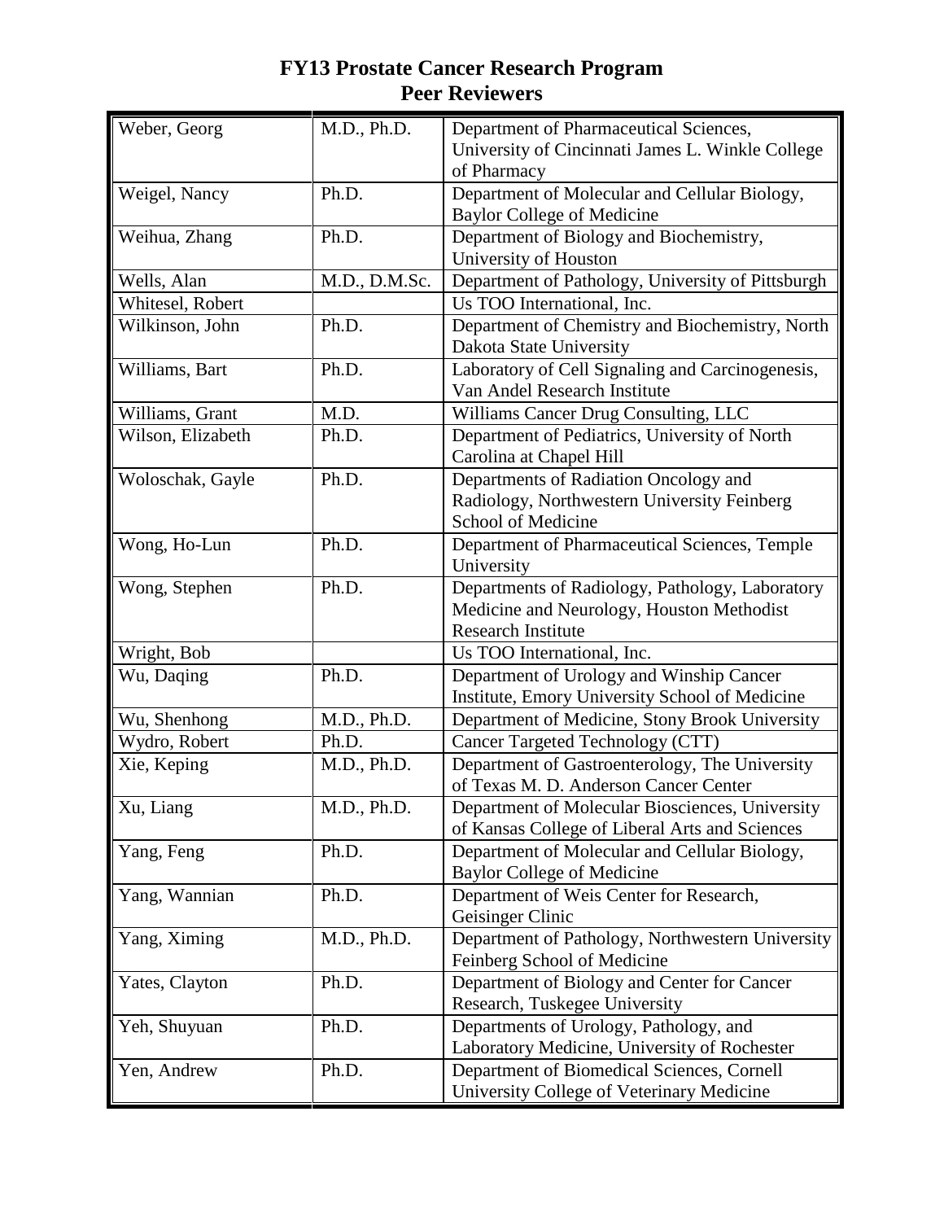# FY13 Prostate Cancer Research Program
# Peer Reviewers

| | | |
|---|---|---|
| Weber, Georg | M.D., Ph.D. | Department of Pharmaceutical Sciences, University of Cincinnati James L. Winkle College of Pharmacy |
| Weigel, Nancy | Ph.D. | Department of Molecular and Cellular Biology, Baylor College of Medicine |
| Weihua, Zhang | Ph.D. | Department of Biology and Biochemistry, University of Houston |
| Wells, Alan | M.D., D.M.Sc. | Department of Pathology, University of Pittsburgh |
| Whitesel, Robert | | Us TOO International, Inc. |
| Wilkinson, John | Ph.D. | Department of Chemistry and Biochemistry, North Dakota State University |
| Williams, Bart | Ph.D. | Laboratory of Cell Signaling and Carcinogenesis, Van Andel Research Institute |
| Williams, Grant | M.D. | Williams Cancer Drug Consulting, LLC |
| Wilson, Elizabeth | Ph.D. | Department of Pediatrics, University of North Carolina at Chapel Hill |
| Woloschak, Gayle | Ph.D. | Departments of Radiation Oncology and Radiology, Northwestern University Feinberg School of Medicine |
| Wong, Ho-Lun | Ph.D. | Department of Pharmaceutical Sciences, Temple University |
| Wong, Stephen | Ph.D. | Departments of Radiology, Pathology, Laboratory Medicine and Neurology, Houston Methodist Research Institute |
| Wright, Bob | | Us TOO International, Inc. |
| Wu, Daqing | Ph.D. | Department of Urology and Winship Cancer Institute, Emory University School of Medicine |
| Wu, Shenhong | M.D., Ph.D. | Department of Medicine, Stony Brook University |
| Wydro, Robert | Ph.D. | Cancer Targeted Technology (CTT) |
| Xie, Keping | M.D., Ph.D. | Department of Gastroenterology, The University of Texas M. D. Anderson Cancer Center |
| Xu, Liang | M.D., Ph.D. | Department of Molecular Biosciences, University of Kansas College of Liberal Arts and Sciences |
| Yang, Feng | Ph.D. | Department of Molecular and Cellular Biology, Baylor College of Medicine |
| Yang, Wannian | Ph.D. | Department of Weis Center for Research, Geisinger Clinic |
| Yang, Ximing | M.D., Ph.D. | Department of Pathology, Northwestern University Feinberg School of Medicine |
| Yates, Clayton | Ph.D. | Department of Biology and Center for Cancer Research, Tuskegee University |
| Yeh, Shuyuan | Ph.D. | Departments of Urology, Pathology, and Laboratory Medicine, University of Rochester |
| Yen, Andrew | Ph.D. | Department of Biomedical Sciences, Cornell University College of Veterinary Medicine |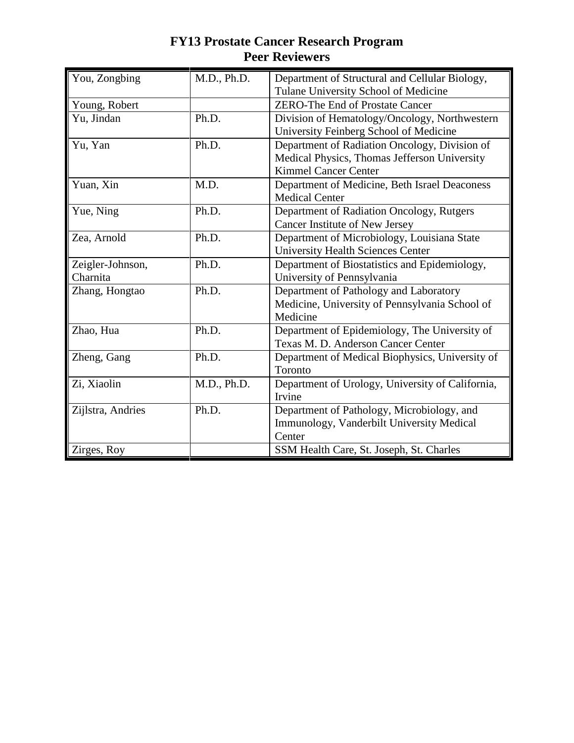# FY13 Prostate Cancer Research Program
# Peer Reviewers

| | | |
|---|---|---|
| You, Zongbing | M.D., Ph.D. | Department of Structural and Cellular Biology, Tulane University School of Medicine |
| Young, Robert | | ZERO-The End of Prostate Cancer |
| Yu, Jindan | Ph.D. | Division of Hematology/Oncology, Northwestern University Feinberg School of Medicine |
| Yu, Yan | Ph.D. | Department of Radiation Oncology, Division of Medical Physics, Thomas Jefferson University Kimmel Cancer Center |
| Yuan, Xin | M.D. | Department of Medicine, Beth Israel Deaconess Medical Center |
| Yue, Ning | Ph.D. | Department of Radiation Oncology, Rutgers Cancer Institute of New Jersey |
| Zea, Arnold | Ph.D. | Department of Microbiology, Louisiana State University Health Sciences Center |
| Zeigler-Johnson, Charnita | Ph.D. | Department of Biostatistics and Epidemiology, University of Pennsylvania |
| Zhang, Hongtao | Ph.D. | Department of Pathology and Laboratory Medicine, University of Pennsylvania School of Medicine |
| Zhao, Hua | Ph.D. | Department of Epidemiology, The University of Texas M. D. Anderson Cancer Center |
| Zheng, Gang | Ph.D. | Department of Medical Biophysics, University of Toronto |
| Zi, Xiaolin | M.D., Ph.D. | Department of Urology, University of California, Irvine |
| Zijlstra, Andries | Ph.D. | Department of Pathology, Microbiology, and Immunology, Vanderbilt University Medical Center |
| Zirges, Roy | | SSM Health Care, St. Joseph, St. Charles |